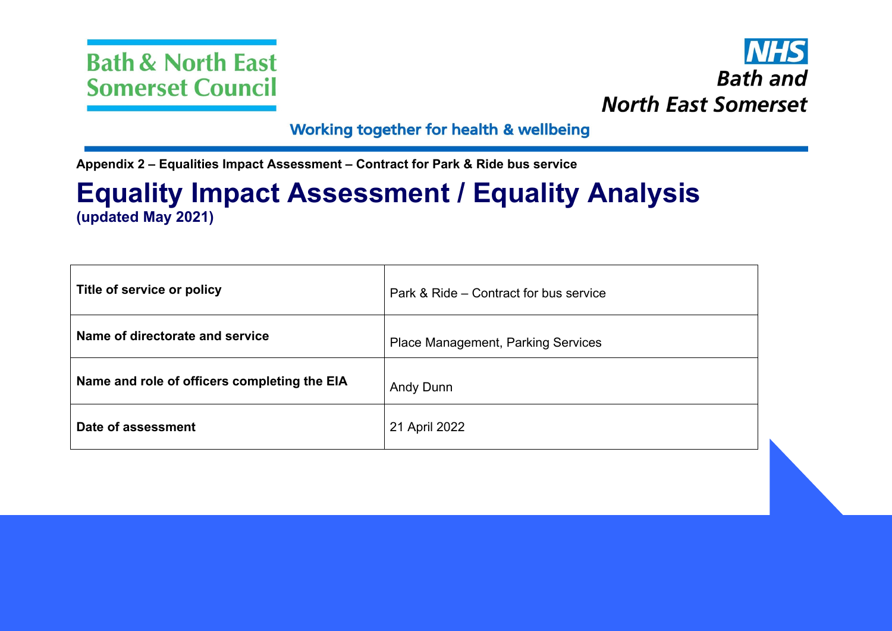Bath & North East Somerset Council

NHS Bath and North East Somerset

Working together for health & wellbeing

**Appendix 2 – Equalities Impact Assessment – Contract for Park & Ride bus service**

# Equality Impact Assessment / Equality Analysis

**(updated May 2021)**

| | |
|---|---|
| **Title of service or policy** | Park & Ride – Contract for bus service |
| **Name of directorate and service** | Place Management, Parking Services |
| **Name and role of officers completing the EIA** | Andy Dunn |
| **Date of assessment** | 21 April 2022 |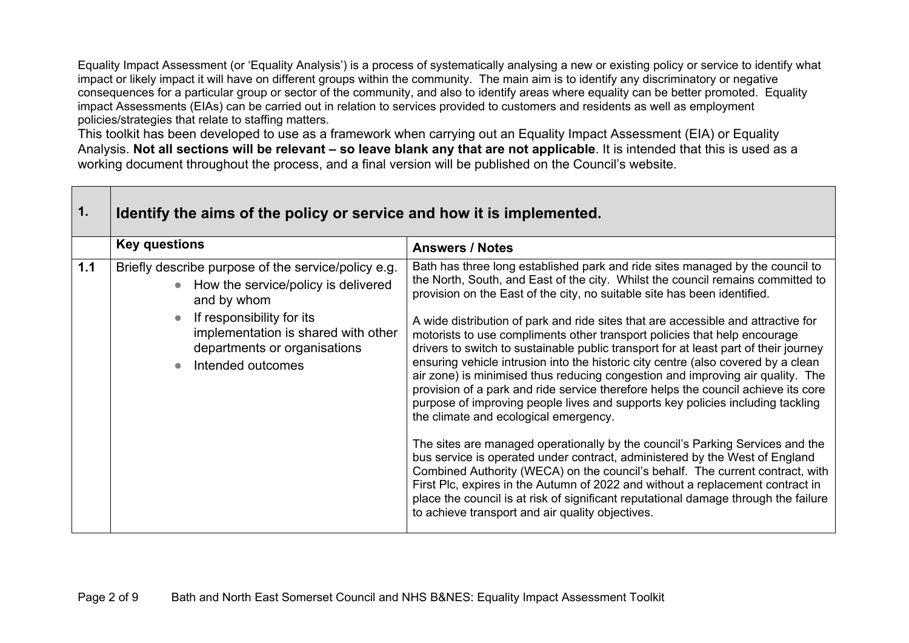Equality Impact Assessment (or 'Equality Analysis') is a process of systematically analysing a new or existing policy or service to identify what impact or likely impact it will have on different groups within the community. The main aim is to identify any discriminatory or negative consequences for a particular group or sector of the community, and also to identify areas where equality can be better promoted. Equality impact Assessments (EIAs) can be carried out in relation to services provided to customers and residents as well as employment policies/strategies that relate to staffing matters.

This toolkit has been developed to use as a framework when carrying out an Equality Impact Assessment (EIA) or Equality Analysis. **Not all sections will be relevant – so leave blank any that are not applicable**. It is intended that this is used as a working document throughout the process, and a final version will be published on the Council's website.

| **1.** | **Identify the aims of the policy or service and how it is implemented.** | |
|---|---|---|
| | **Key questions** | **Answers / Notes** |
| **1.1** | Briefly describe purpose of the service/policy e.g.<br>• How the service/policy is delivered and by whom<br>• If responsibility for its implementation is shared with other departments or organisations<br>• Intended outcomes | Bath has three long established park and ride sites managed by the council to the North, South, and East of the city. Whilst the council remains committed to provision on the East of the city, no suitable site has been identified.<br><br>A wide distribution of park and ride sites that are accessible and attractive for motorists to use compliments other transport policies that help encourage drivers to switch to sustainable public transport for at least part of their journey ensuring vehicle intrusion into the historic city centre (also covered by a clean air zone) is minimised thus reducing congestion and improving air quality. The provision of a park and ride service therefore helps the council achieve its core purpose of improving people lives and supports key policies including tackling the climate and ecological emergency.<br><br>The sites are managed operationally by the council's Parking Services and the bus service is operated under contract, administered by the West of England Combined Authority (WECA) on the council's behalf. The current contract, with First Plc, expires in the Autumn of 2022 and without a replacement contract in place the council is at risk of significant reputational damage through the failure to achieve transport and air quality objectives. |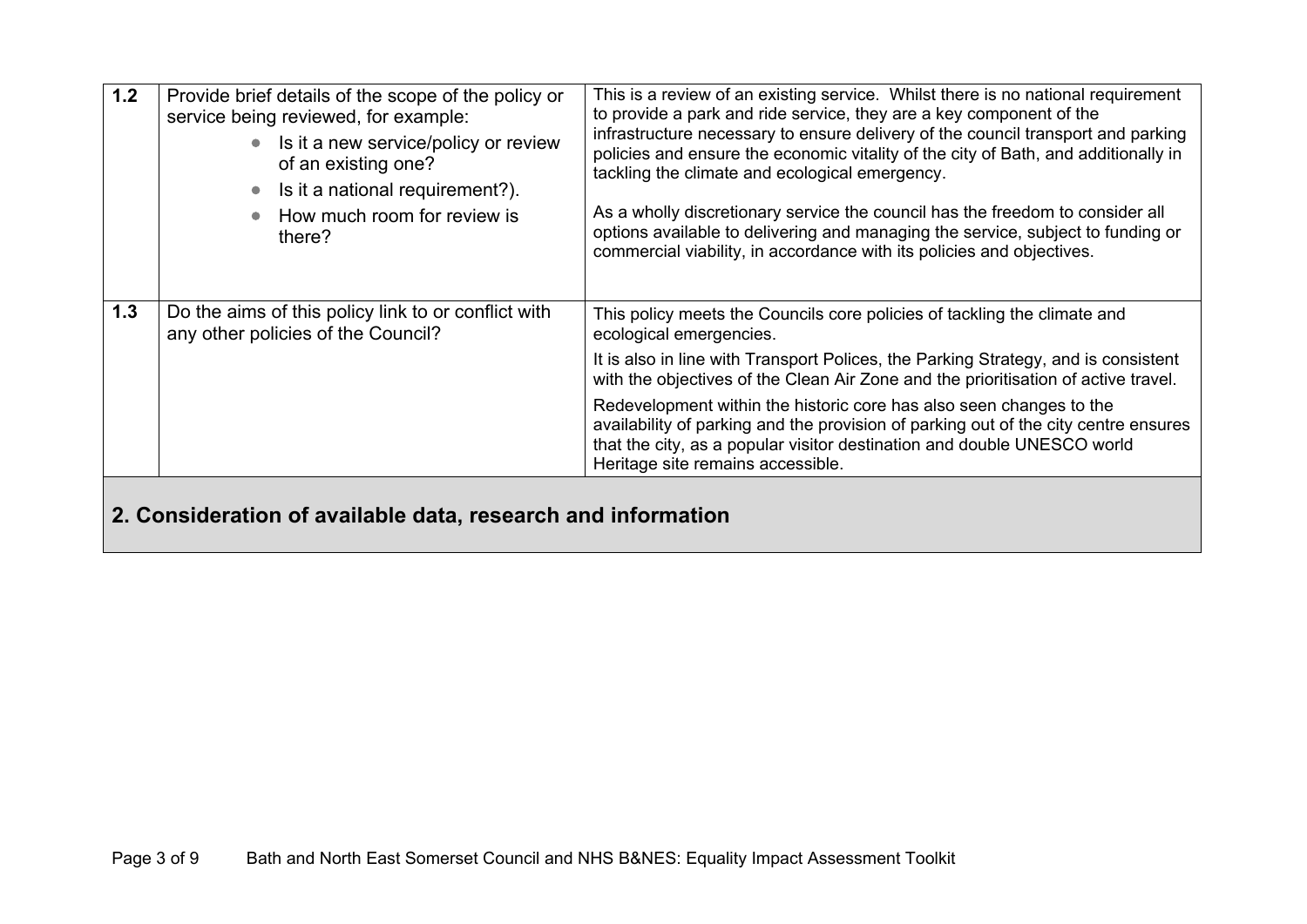| | | |
|---|---|---|
| **1.2** | Provide brief details of the scope of the policy or service being reviewed, for example:<br>• Is it a new service/policy or review of an existing one?<br>• Is it a national requirement?).<br>• How much room for review is there? | This is a review of an existing service. Whilst there is no national requirement to provide a park and ride service, they are a key component of the infrastructure necessary to ensure delivery of the council transport and parking policies and ensure the economic vitality of the city of Bath, and additionally in tackling the climate and ecological emergency.<br><br>As a wholly discretionary service the council has the freedom to consider all options available to delivering and managing the service, subject to funding or commercial viability, in accordance with its policies and objectives. |
| **1.3** | Do the aims of this policy link to or conflict with any other policies of the Council? | This policy meets the Councils core policies of tackling the climate and ecological emergencies.<br><br>It is also in line with Transport Polices, the Parking Strategy, and is consistent with the objectives of the Clean Air Zone and the prioritisation of active travel.<br><br>Redevelopment within the historic core has also seen changes to the availability of parking and the provision of parking out of the city centre ensures that the city, as a popular visitor destination and double UNESCO world Heritage site remains accessible. |

## 2. Consideration of available data, research and information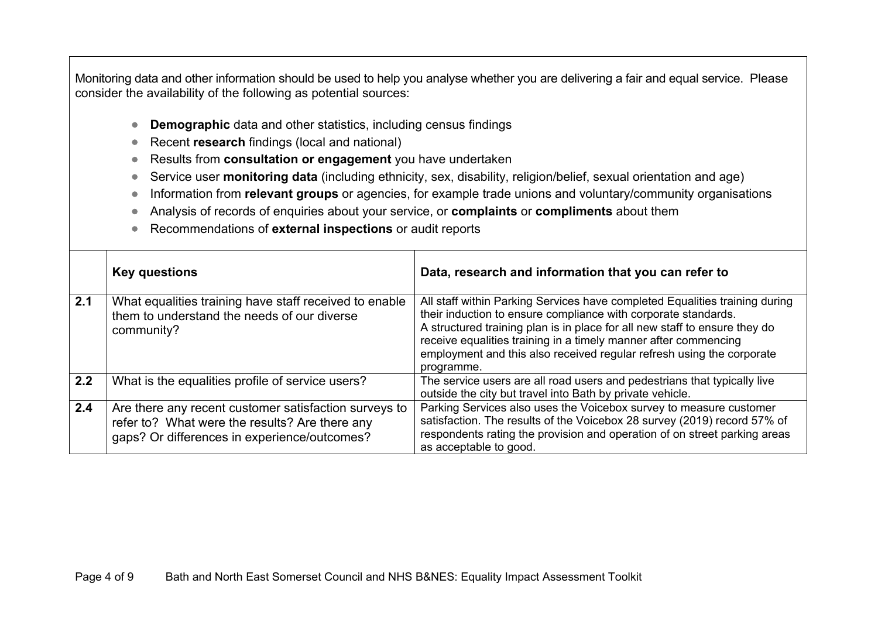Monitoring data and other information should be used to help you analyse whether you are delivering a fair and equal service. Please consider the availability of the following as potential sources:

- **Demographic** data and other statistics, including census findings
- Recent **research** findings (local and national)
- Results from **consultation or engagement** you have undertaken
- Service user **monitoring data** (including ethnicity, sex, disability, religion/belief, sexual orientation and age)
- Information from **relevant groups** or agencies, for example trade unions and voluntary/community organisations
- Analysis of records of enquiries about your service, or **complaints** or **compliments** about them
- Recommendations of **external inspections** or audit reports

| | Key questions | Data, research and information that you can refer to |
|---|---|---|
| **2.1** | What equalities training have staff received to enable them to understand the needs of our diverse community? | All staff within Parking Services have completed Equalities training during their induction to ensure compliance with corporate standards.<br>A structured training plan is in place for all new staff to ensure they do receive equalities training in a timely manner after commencing employment and this also received regular refresh using the corporate programme. |
| **2.2** | What is the equalities profile of service users? | The service users are all road users and pedestrians that typically live outside the city but travel into Bath by private vehicle. |
| **2.4** | Are there any recent customer satisfaction surveys to refer to? What were the results? Are there any gaps? Or differences in experience/outcomes? | Parking Services also uses the Voicebox survey to measure customer satisfaction. The results of the Voicebox 28 survey (2019) record 57% of respondents rating the provision and operation of on street parking areas as acceptable to good. |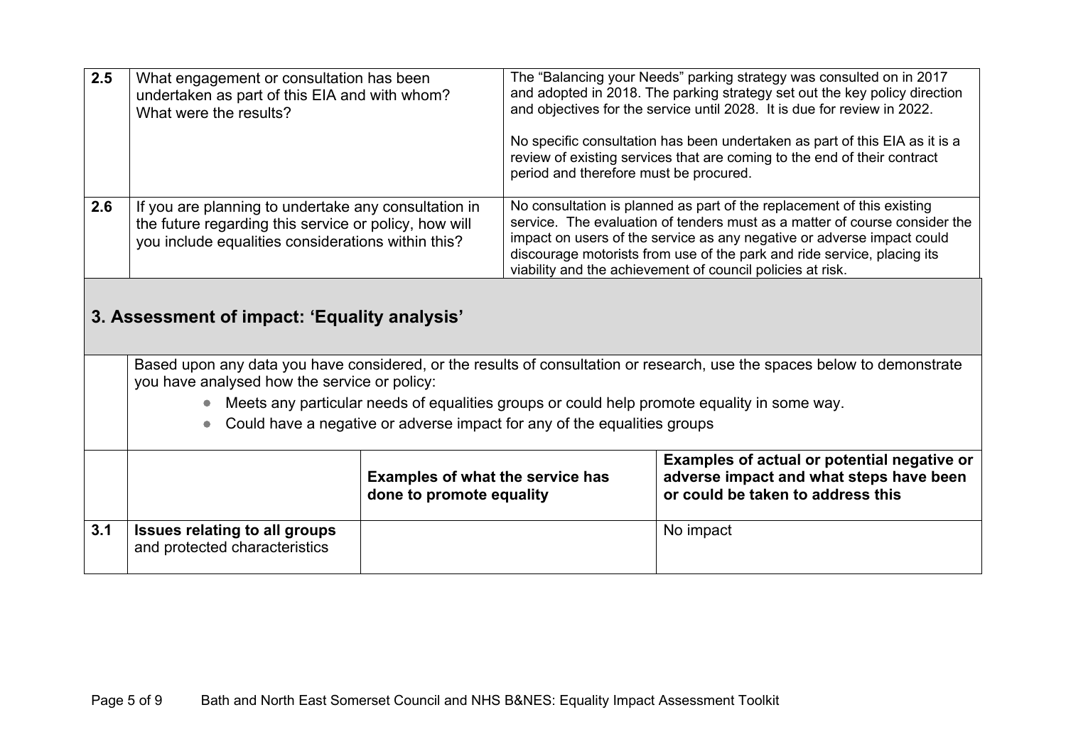| 2.5 | What engagement or consultation has been undertaken as part of this EIA and with whom? What were the results? | The "Balancing your Needs" parking strategy was consulted on in 2017 and adopted in 2018. The parking strategy set out the key policy direction and objectives for the service until 2028. It is due for review in 2022.<br><br>No specific consultation has been undertaken as part of this EIA as it is a review of existing services that are coming to the end of their contract period and therefore must be procured. |
|---|---|---|
| 2.6 | If you are planning to undertake any consultation in the future regarding this service or policy, how will you include equalities considerations within this? | No consultation is planned as part of the replacement of this existing service. The evaluation of tenders must as a matter of course consider the impact on users of the service as any negative or adverse impact could discourage motorists from use of the park and ride service, placing its viability and the achievement of council policies at risk. |

## 3. Assessment of impact: 'Equality analysis'

Based upon any data you have considered, or the results of consultation or research, use the spaces below to demonstrate you have analysed how the service or policy:

- Meets any particular needs of equalities groups or could help promote equality in some way.
- Could have a negative or adverse impact for any of the equalities groups

| | | Examples of what the service has done to promote equality | Examples of actual or potential negative or adverse impact and what steps have been or could be taken to address this |
|---|---|---|---|
| 3.1 | **Issues relating to all groups** and protected characteristics | | No impact |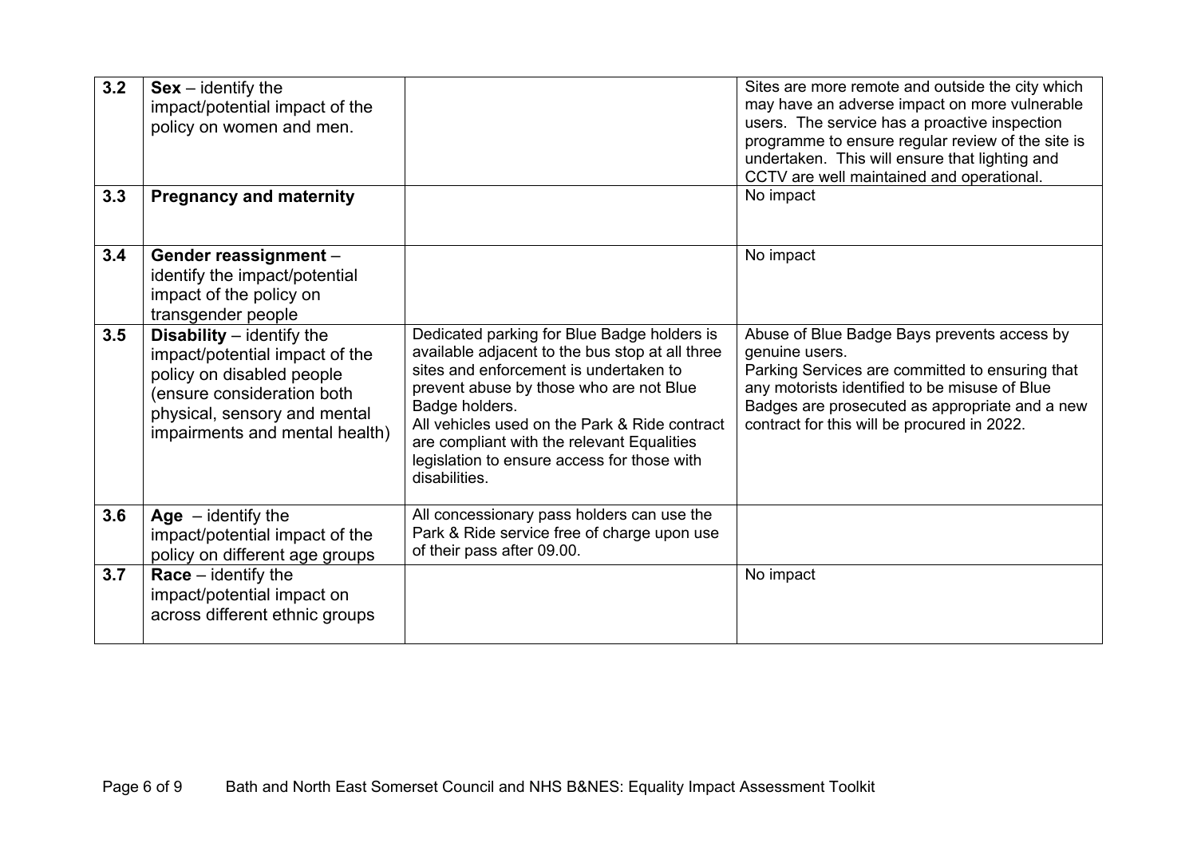| | | | |
|---|---|---|---|
| 3.2 | **Sex** – identify the impact/potential impact of the policy on women and men. | | Sites are more remote and outside the city which may have an adverse impact on more vulnerable users. The service has a proactive inspection programme to ensure regular review of the site is undertaken. This will ensure that lighting and CCTV are well maintained and operational. |
| 3.3 | **Pregnancy and maternity** | | No impact |
| 3.4 | **Gender reassignment** – identify the impact/potential impact of the policy on transgender people | | No impact |
| 3.5 | **Disability** – identify the impact/potential impact of the policy on disabled people (ensure consideration both physical, sensory and mental impairments and mental health) | Dedicated parking for Blue Badge holders is available adjacent to the bus stop at all three sites and enforcement is undertaken to prevent abuse by those who are not Blue Badge holders.<br>All vehicles used on the Park & Ride contract are compliant with the relevant Equalities legislation to ensure access for those with disabilities. | Abuse of Blue Badge Bays prevents access by genuine users.<br>Parking Services are committed to ensuring that any motorists identified to be misuse of Blue Badges are prosecuted as appropriate and a new contract for this will be procured in 2022. |
| 3.6 | **Age** – identify the impact/potential impact of the policy on different age groups | All concessionary pass holders can use the Park & Ride service free of charge upon use of their pass after 09.00. | |
| 3.7 | **Race** – identify the impact/potential impact on across different ethnic groups | | No impact |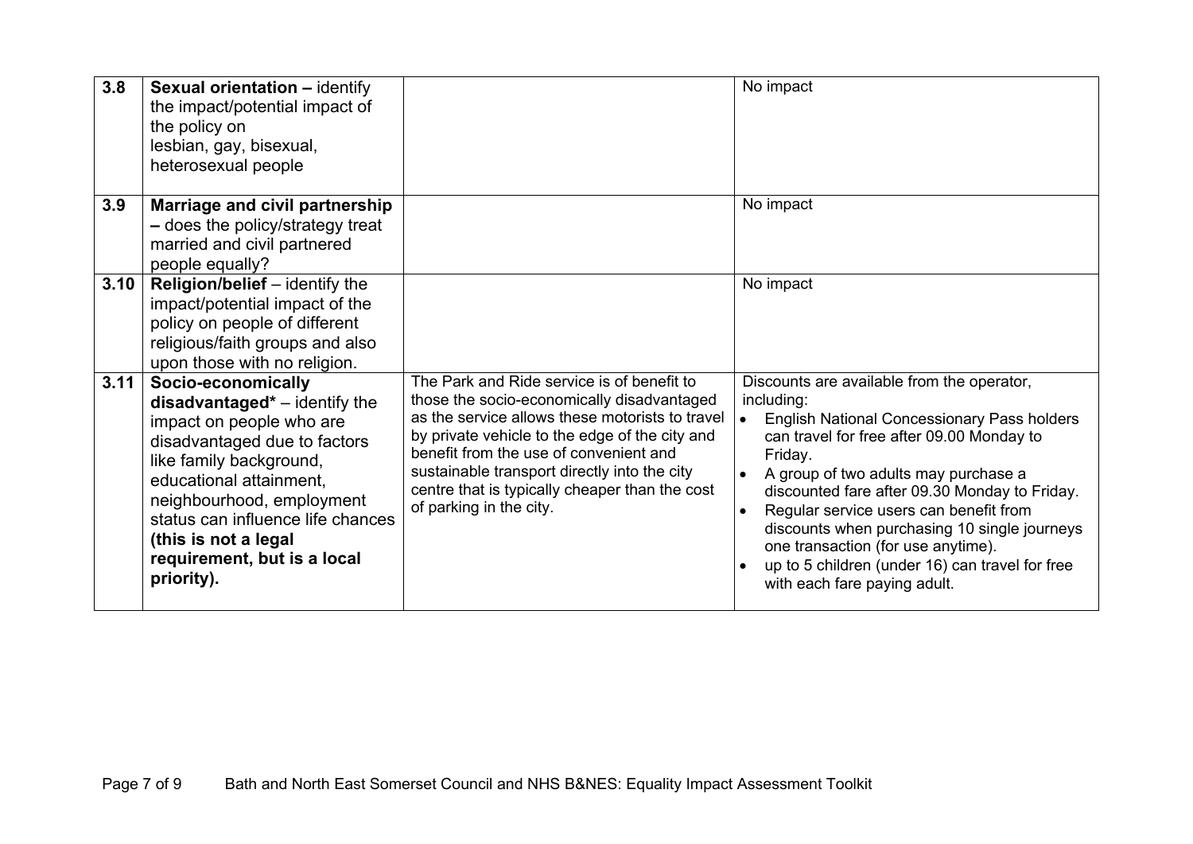| | | | |
|---|---|---|---|
| **3.8** | **Sexual orientation –** identify the impact/potential impact of the policy on lesbian, gay, bisexual, heterosexual people | | No impact |
| **3.9** | **Marriage and civil partnership –** does the policy/strategy treat married and civil partnered people equally? | | No impact |
| **3.10** | **Religion/belief** – identify the impact/potential impact of the policy on people of different religious/faith groups and also upon those with no religion. | | No impact |
| **3.11** | **Socio-economically disadvantaged*** – identify the impact on people who are disadvantaged due to factors like family background, educational attainment, neighbourhood, employment status can influence life chances **(this is not a legal requirement, but is a local priority).** | The Park and Ride service is of benefit to those the socio-economically disadvantaged as the service allows these motorists to travel by private vehicle to the edge of the city and benefit from the use of convenient and sustainable transport directly into the city centre that is typically cheaper than the cost of parking in the city. | Discounts are available from the operator, including:<br>• English National Concessionary Pass holders can travel for free after 09.00 Monday to Friday.<br>• A group of two adults may purchase a discounted fare after 09.30 Monday to Friday.<br>• Regular service users can benefit from discounts when purchasing 10 single journeys one transaction (for use anytime).<br>• up to 5 children (under 16) can travel for free with each fare paying adult. |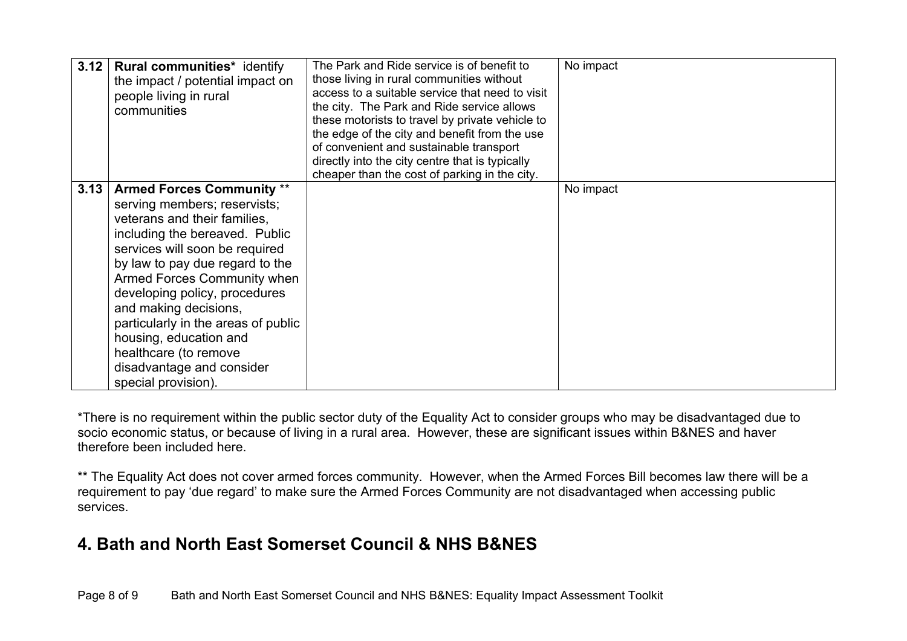| | | | |
|---|---|---|---|
| 3.12 | **Rural communities*** identify the impact / potential impact on people living in rural communities | The Park and Ride service is of benefit to those living in rural communities without access to a suitable service that need to visit the city. The Park and Ride service allows these motorists to travel by private vehicle to the edge of the city and benefit from the use of convenient and sustainable transport directly into the city centre that is typically cheaper than the cost of parking in the city. | No impact |
| 3.13 | **Armed Forces Community** ** serving members; reservists; veterans and their families, including the bereaved. Public services will soon be required by law to pay due regard to the Armed Forces Community when developing policy, procedures and making decisions, particularly in the areas of public housing, education and healthcare (to remove disadvantage and consider special provision). | | No impact |

*There is no requirement within the public sector duty of the Equality Act to consider groups who may be disadvantaged due to socio economic status, or because of living in a rural area. However, these are significant issues within B&NES and haver therefore been included here.

** The Equality Act does not cover armed forces community. However, when the Armed Forces Bill becomes law there will be a requirement to pay 'due regard' to make sure the Armed Forces Community are not disadvantaged when accessing public services.

## 4. Bath and North East Somerset Council & NHS B&NES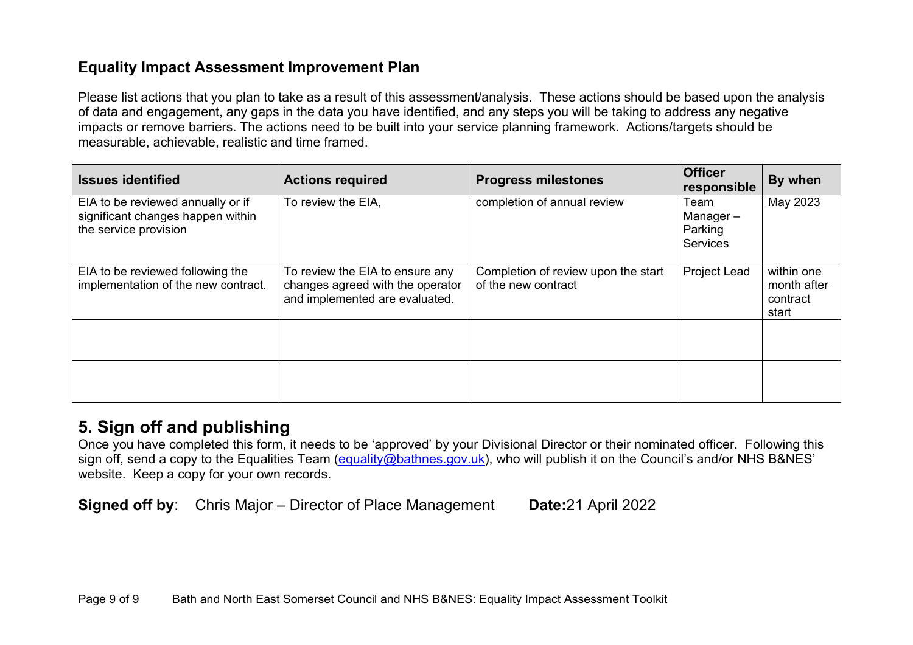## Equality Impact Assessment Improvement Plan

Please list actions that you plan to take as a result of this assessment/analysis. These actions should be based upon the analysis of data and engagement, any gaps in the data you have identified, and any steps you will be taking to address any negative impacts or remove barriers. The actions need to be built into your service planning framework. Actions/targets should be measurable, achievable, realistic and time framed.

| Issues identified | Actions required | Progress milestones | Officer responsible | By when |
|---|---|---|---|---|
| EIA to be reviewed annually or if significant changes happen within the service provision | To review the EIA, | completion of annual review | Team Manager – Parking Services | May 2023 |
| EIA to be reviewed following the implementation of the new contract. | To review the EIA to ensure any changes agreed with the operator and implemented are evaluated. | Completion of review upon the start of the new contract | Project Lead | within one month after contract start |
| | | | | |
| | | | | |

# 5. Sign off and publishing

Once you have completed this form, it needs to be 'approved' by your Divisional Director or their nominated officer. Following this sign off, send a copy to the Equalities Team (equality@bathnes.gov.uk), who will publish it on the Council's and/or NHS B&NES' website. Keep a copy for your own records.

**Signed off by**: Chris Major – Director of Place Management **Date:**21 April 2022